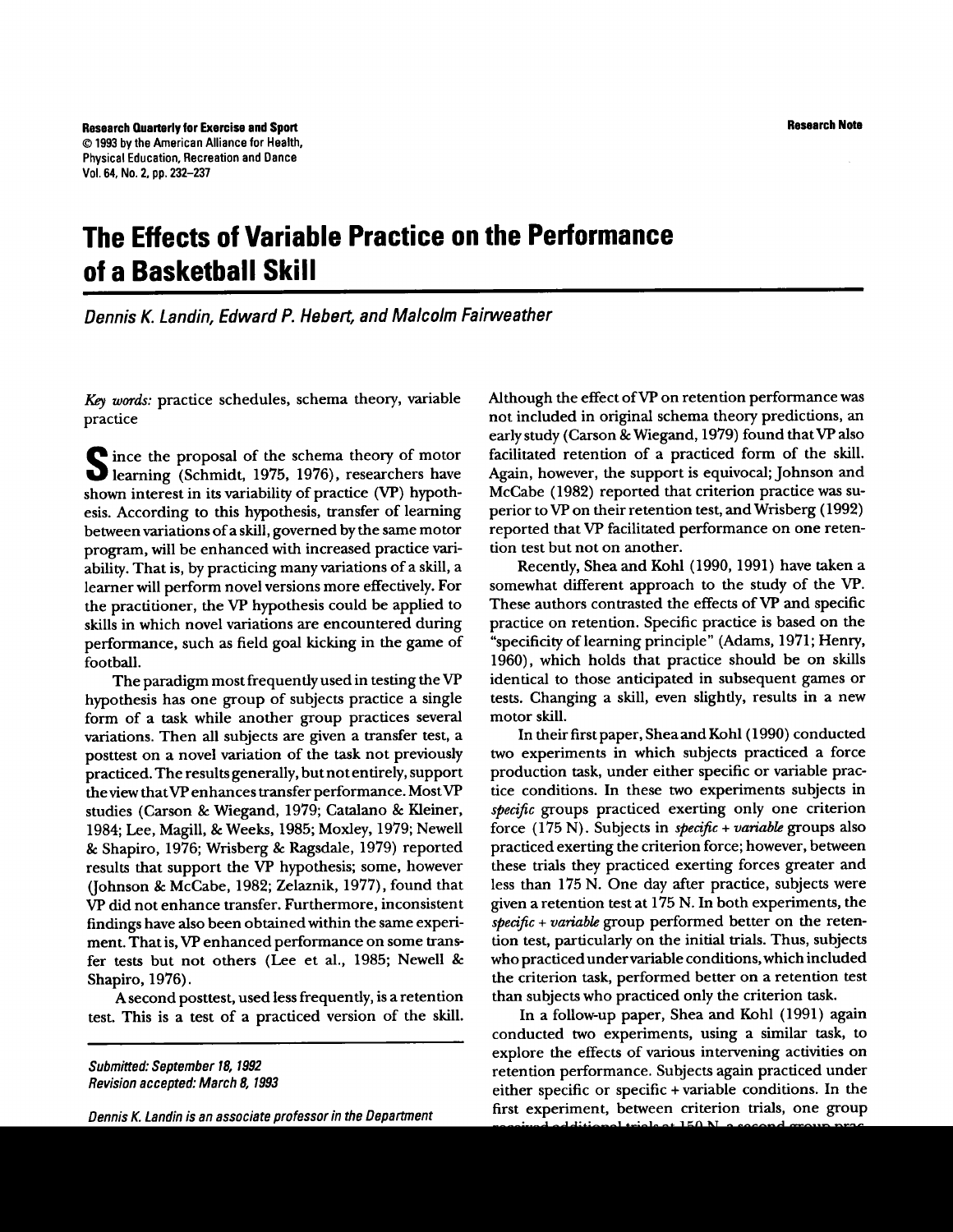Research Note

# The Effects of Variable Practice on the Performance of a Basketball Skill

*Dennis K. Landin, Edward P. Hebert, and Malcolm Fairweather*

*Key words:* practice schedules, schema theory, variable practice

Since the proposal of the schema theory of motor learning (Schmidt, 1975, 1976), researchers have shown interest in its variability of practice (VP) hypothesis. According to this hypothesis, transfer of learning between variations of a skill, governed by the same motor program, will be enhanced with increased practice variability. That is, by practicing many variations of a skill, a learner will perform novel versions more effectively. For the practitioner, the VP hypothesis could be applied to skills in which novel variations are encountered during performance, such as field goal kicking in the game of football.

The paradigm most frequently used in testing the VP hypothesis has one group of subjects practice a single form of a task while another group practices several variations. Then all subjects are given a transfer test, a posttest on a novel variation of the task not previously practiced. The results generally, but not entirely, support the view that VP enhances transfer performance. Most VP studies (Carson & Wiegand, 1979; Catalano & Kleiner, 1984; Lee, Magill, & Weeks, 1985; Moxley, 1979; Newell & Shapiro, 1976; Wrisberg & Ragsdale, 1979) reported results that support the VP hypothesis; some, however (Johnson & McCabe, 1982; Zelaznik, 1977), found that VP did not enhance transfer. Furthermore, inconsistent findings have also been obtained within the same experiment. That is, VP enhanced performance on some transfer tests but not others (Lee et al., 1985; Newell & Shapiro, 1976).

A second posttest, used less frequently, is a retention test. This is a test of a practiced version of the skill. Although the effect of VP on retention performance was not included in original schema theory predictions, an early study (Carson & Wiegand, 1979) found that VP also facilitated retention of a practiced form of the skill. Again, however, the support is equivocal; Johnson and McCabe (1982) reported that criterion practice was superior to VP on their retention test, and Wrisberg (1992) reported that VP facilitated performance on one retention test but not on another.

Recently, Shea and Kohl (1990, 1991) have taken a somewhat different approach to the study of the VP. These authors contrasted the effects of VP and specific practice on retention. Specific practice is based on the "specificity of learning principle" (Adams, 1971; Henry, 1960), which holds that practice should be on skills identical to those anticipated in subsequent games or tests. Changing a skill, even slightly, results in a new motor skill.

In their first paper, Shea and Kohl (1990) conducted two experiments in which subjects practiced a force production task, under either specific or variable practice conditions. In these two experiments subjects in *specific* groups practiced exerting only one criterion force (175 N). Subjects in *specific + variable* groups also practiced exerting the criterion force; however, between these trials they practiced exerting forces greater and less than 175 N. One day after practice, subjects were given a retention test at 175 N. In both experiments, the *specific + variable* group performed better on the retention test, particularly on the initial trials. Thus, subjects who practiced under variable conditions, which included the criterion task, performed better on a retention test than subjects who practiced only the criterion task.

In a follow-up paper, Shea and Kohl (1991) again conducted two experiments, using a similar task, to explore the effects of various intervening activities on retention performance. Subjects again practiced under either specific or specific + variable conditions. In the first experiment, between criterion trials, one group

*Submitted: September 18, 1992*
*Revision accepted: March 8, 1993*

*Dennis K. Landin is an associate professor in the Department*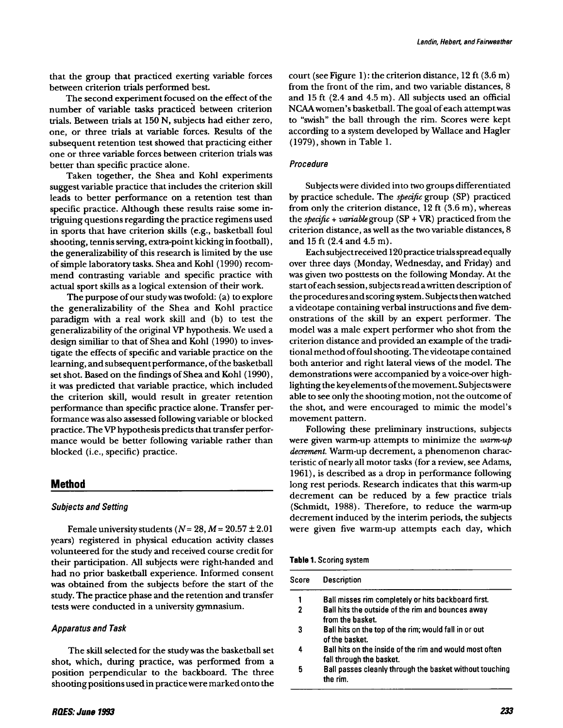that the group that practiced exerting variable forces between criterion trials performed best.

The second experiment focused on the effect of the number of variable tasks practiced between criterion trials. Between trials at 150 N, subjects had either zero, one, or three trials at variable forces. Results of the subsequent retention test showed that practicing either one or three variable forces between criterion trials was better than specific practice alone.

Taken together, the Shea and Kohl experiments suggest variable practice that includes the criterion skill leads to better performance on a retention test than specific practice. Although these results raise some intriguing questions regarding the practice regimens used in sports that have criterion skills (e.g., basketball foul shooting, tennis serving, extra-point kicking in football), the generalizability of this research is limited by the use of simple laboratory tasks. Shea and Kohl (1990) recommend contrasting variable and specific practice with actual sport skills as a logical extension of their work.

The purpose of our study was twofold: (a) to explore the generalizability of the Shea and Kohl practice paradigm with a real work skill and (b) to test the generalizability of the original VP hypothesis. We used a design similiar to that of Shea and Kohl (1990) to investigate the effects of specific and variable practice on the learning, and subsequent performance, of the basketball set shot. Based on the findings of Shea and Kohl (1990), it was predicted that variable practice, which included the criterion skill, would result in greater retention performance than specific practice alone. Transfer performance was also assessed following variable or blocked practice. The VP hypothesis predicts that transfer performance would be better following variable rather than blocked (i.e., specific) practice.

## Method

### Subjects and Setting

Female university students ($N = 28$, $M = 20.57 \pm 2.01$ years) registered in physical education activity classes volunteered for the study and received course credit for their participation. All subjects were right-handed and had no prior basketball experience. Informed consent was obtained from the subjects before the start of the study. The practice phase and the retention and transfer tests were conducted in a university gymnasium.

### Apparatus and Task

The skill selected for the study was the basketball set shot, which, during practice, was performed from a position perpendicular to the backboard. The three shooting positions used in practice were marked onto the court (see Figure 1): the criterion distance, 12 ft (3.6 m) from the front of the rim, and two variable distances, 8 and 15 ft (2.4 and 4.5 m). All subjects used an official NCAA women's basketball. The goal of each attempt was to "swish" the ball through the rim. Scores were kept according to a system developed by Wallace and Hagler (1979), shown in Table 1.

### Procedure

Subjects were divided into two groups differentiated by practice schedule. The *specific* group (SP) practiced from only the criterion distance, 12 ft (3.6 m), whereas the *specific + variable* group (SP + VR) practiced from the criterion distance, as well as the two variable distances, 8 and 15 ft (2.4 and 4.5 m).

Each subject received 120 practice trials spread equally over three days (Monday, Wednesday, and Friday) and was given two posttests on the following Monday. At the start of each session, subjects read a written description of the procedures and scoring system. Subjects then watched a videotape containing verbal instructions and five demonstrations of the skill by an expert performer. The model was a male expert performer who shot from the criterion distance and provided an example of the traditional method of foul shooting. The videotape contained both anterior and right lateral views of the model. The demonstrations were accompanied by a voice-over highlighting the key elements of the movement. Subjects were able to see only the shooting motion, not the outcome of the shot, and were encouraged to mimic the model's movement pattern.

Following these preliminary instructions, subjects were given warm-up attempts to minimize the *warm-up decrement.* Warm-up decrement, a phenomenon characteristic of nearly all motor tasks (for a review, see Adams, 1961), is described as a drop in performance following long rest periods. Research indicates that this warm-up decrement can be reduced by a few practice trials (Schmidt, 1988). Therefore, to reduce the warm-up decrement induced by the interim periods, the subjects were given five warm-up attempts each day, which

**Table 1.** Scoring system

| Score | Description |
|---|---|
| 1 | Ball misses rim completely or hits backboard first. |
| 2 | Ball hits the outside of the rim and bounces away from the basket. |
| 3 | Ball hits on the top of the rim; would fall in or out of the basket. |
| 4 | Ball hits on the inside of the rim and would most often fall through the basket. |
| 5 | Ball passes cleanly through the basket without touching the rim. |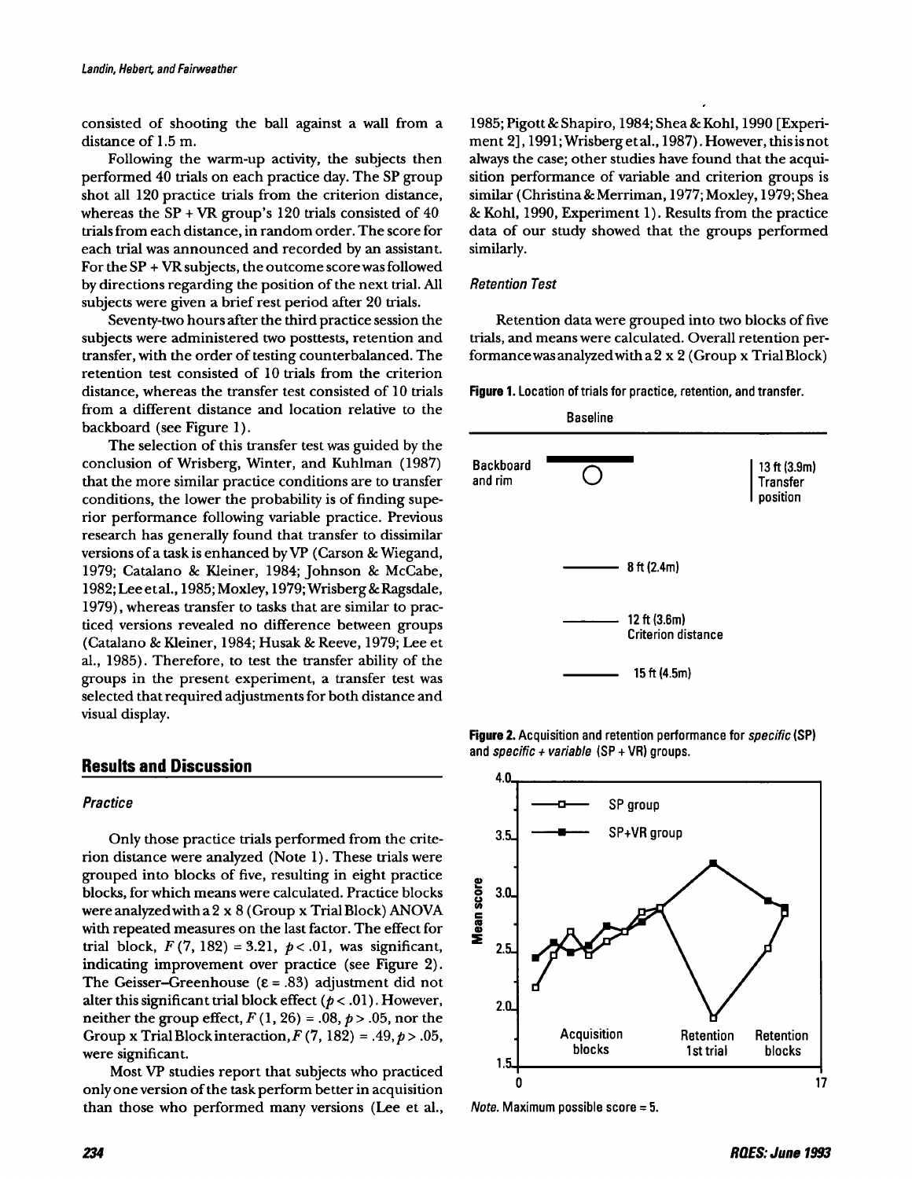consisted of shooting the ball against a wall from a distance of 1.5 m.

Following the warm-up activity, the subjects then performed 40 trials on each practice day. The SP group shot all 120 practice trials from the criterion distance, whereas the SP + VR group's 120 trials consisted of 40 trials from each distance, in random order. The score for each trial was announced and recorded by an assistant. For the SP + VR subjects, the outcome score was followed by directions regarding the position of the next trial. All subjects were given a brief rest period after 20 trials.

Seventy-two hours after the third practice session the subjects were administered two posttests, retention and transfer, with the order of testing counterbalanced. The retention test consisted of 10 trials from the criterion distance, whereas the transfer test consisted of 10 trials from a different distance and location relative to the backboard (see Figure 1).

The selection of this transfer test was guided by the conclusion of Wrisberg, Winter, and Kuhlman (1987) that the more similar practice conditions are to transfer conditions, the lower the probability is of finding superior performance following variable practice. Previous research has generally found that transfer to dissimilar versions of a task is enhanced by VP (Carson & Wiegand, 1979; Catalano & Kleiner, 1984; Johnson & McCabe, 1982; Lee et al., 1985; Moxley, 1979; Wrisberg & Ragsdale, 1979), whereas transfer to tasks that are similar to practiced versions revealed no difference between groups (Catalano & Kleiner, 1984; Husak & Reeve, 1979; Lee et al., 1985). Therefore, to test the transfer ability of the groups in the present experiment, a transfer test was selected that required adjustments for both distance and visual display.

## Results and Discussion

### *Practice*

Only those practice trials performed from the criterion distance were analyzed (Note 1). These trials were grouped into blocks of five, resulting in eight practice blocks, for which means were calculated. Practice blocks were analyzed with a 2 x 8 (Group x Trial Block) ANOVA with repeated measures on the last factor. The effect for trial block, $F(7, 182) = 3.21$, $p < .01$, was significant, indicating improvement over practice (see Figure 2). The Geisser–Greenhouse ($\varepsilon = .83$) adjustment did not alter this significant trial block effect ($p < .01$). However, neither the group effect, $F(1, 26) = .08$, $p > .05$, nor the Group x Trial Block interaction, $F(7, 182) = .49$, $p > .05$, were significant.

Most VP studies report that subjects who practiced only one version of the task perform better in acquisition than those who performed many versions (Lee et al., 1985; Pigott & Shapiro, 1984; Shea & Kohl, 1990 [Experiment 2], 1991; Wrisberg et al., 1987). However, this is not always the case; other studies have found that the acquisition performance of variable and criterion groups is similar (Christina & Merriman, 1977; Moxley, 1979; Shea & Kohl, 1990, Experiment 1). Results from the practice data of our study showed that the groups performed similarly.

### *Retention Test*

Retention data were grouped into two blocks of five trials, and means were calculated. Overall retention performance was analyzed with a 2 x 2 (Group x Trial Block)

**Figure 1.** Location of trials for practice, retention, and transfer.

**Figure 2.** Acquisition and retention performance for *specific* (SP) and *specific + variable* (SP + VR) groups.

*Note.* Maximum possible score = 5.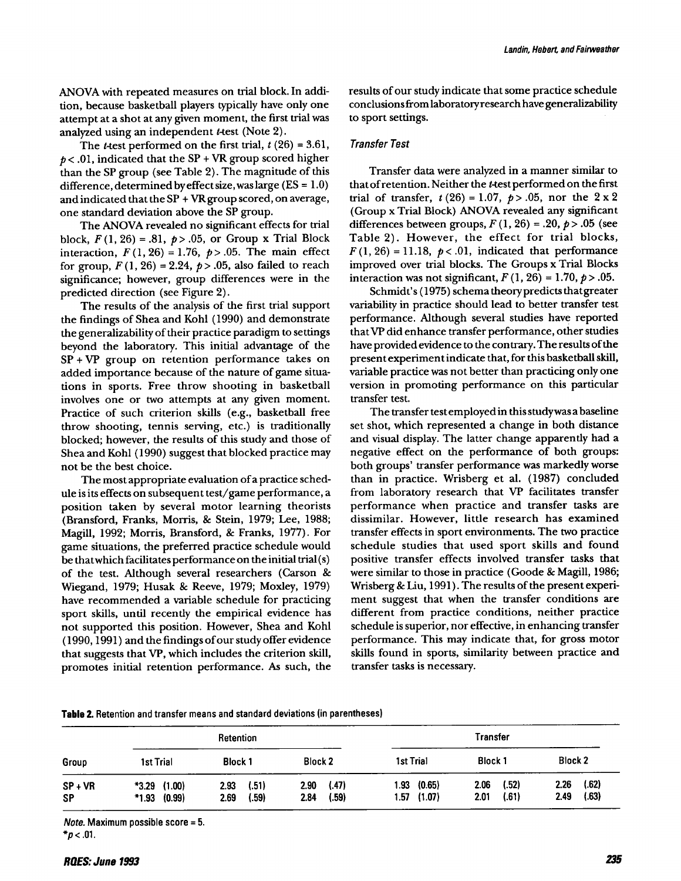ANOVA with repeated measures on trial block. In addition, because basketball players typically have only one attempt at a shot at any given moment, the first trial was analyzed using an independent *t*-test (Note 2).

The *t*-test performed on the first trial, $t(26) = 3.61$, $p < .01$, indicated that the SP + VR group scored higher than the SP group (see Table 2). The magnitude of this difference, determined by effect size, was large (ES = 1.0) and indicated that the SP + VR group scored, on average, one standard deviation above the SP group.

The ANOVA revealed no significant effects for trial block, $F(1, 26) = .81$, $p > .05$, or Group x Trial Block interaction, $F(1, 26) = 1.76$, $p > .05$. The main effect for group, $F(1, 26) = 2.24$, $p > .05$, also failed to reach significance; however, group differences were in the predicted direction (see Figure 2).

The results of the analysis of the first trial support the findings of Shea and Kohl (1990) and demonstrate the generalizability of their practice paradigm to settings beyond the laboratory. This initial advantage of the SP + VP group on retention performance takes on added importance because of the nature of game situations in sports. Free throw shooting in basketball involves one or two attempts at any given moment. Practice of such criterion skills (e.g., basketball free throw shooting, tennis serving, etc.) is traditionally blocked; however, the results of this study and those of Shea and Kohl (1990) suggest that blocked practice may not be the best choice.

The most appropriate evaluation of a practice schedule is its effects on subsequent test/game performance, a position taken by several motor learning theorists (Bransford, Franks, Morris, & Stein, 1979; Lee, 1988; Magill, 1992; Morris, Bransford, & Franks, 1977). For game situations, the preferred practice schedule would be that which facilitates performance on the initial trial(s) of the test. Although several researchers (Carson & Wiegand, 1979; Husak & Reeve, 1979; Moxley, 1979) have recommended a variable schedule for practicing sport skills, until recently the empirical evidence has not supported this position. However, Shea and Kohl (1990, 1991) and the findings of our study offer evidence that suggests that VP, which includes the criterion skill, promotes initial retention performance. As such, the results of our study indicate that some practice schedule conclusions from laboratory research have generalizability to sport settings.

### Transfer Test

Transfer data were analyzed in a manner similar to that of retention. Neither the *t*-test performed on the first trial of transfer, $t(26) = 1.07$, $p > .05$, nor the 2 x 2 (Group x Trial Block) ANOVA revealed any significant differences between groups, $F(1, 26) = .20$, $p > .05$ (see Table 2). However, the effect for trial blocks, $F(1, 26) = 11.18$, $p < .01$, indicated that performance improved over trial blocks. The Groups x Trial Blocks interaction was not significant, $F(1, 26) = 1.70$, $p > .05$.

Schmidt's (1975) schema theory predicts that greater variability in practice should lead to better transfer test performance. Although several studies have reported that VP did enhance transfer performance, other studies have provided evidence to the contrary. The results of the present experiment indicate that, for this basketball skill, variable practice was not better than practicing only one version in promoting performance on this particular transfer test.

The transfer test employed in this study was a baseline set shot, which represented a change in both distance and visual display. The latter change apparently had a negative effect on the performance of both groups: both groups' transfer performance was markedly worse than in practice. Wrisberg et al. (1987) concluded from laboratory research that VP facilitates transfer performance when practice and transfer tasks are dissimilar. However, little research has examined transfer effects in sport environments. The two practice schedule studies that used sport skills and found positive transfer effects involved transfer tasks that were similar to those in practice (Goode & Magill, 1986; Wrisberg & Liu, 1991). The results of the present experiment suggest that when the transfer conditions are different from practice conditions, neither practice schedule is superior, nor effective, in enhancing transfer performance. This may indicate that, for gross motor skills found in sports, similarity between practice and transfer tasks is necessary.

**Table 2.** Retention and transfer means and standard deviations (in parentheses)

| Group | Retention | | | Transfer | | |
|---|---|---|---|---|---|---|
| | 1st Trial | Block 1 | Block 2 | 1st Trial | Block 1 | Block 2 |
| SP + VR | *3.29 (1.00) | 2.93 (.51) | 2.90 (.47) | 1.93 (0.65) | 2.06 (.52) | 2.26 (.62) |
| SP | *1.93 (0.99) | 2.69 (.59) | 2.84 (.59) | 1.57 (1.07) | 2.01 (.61) | 2.49 (.63) |

*Note.* Maximum possible score = 5.
*$p < .01$.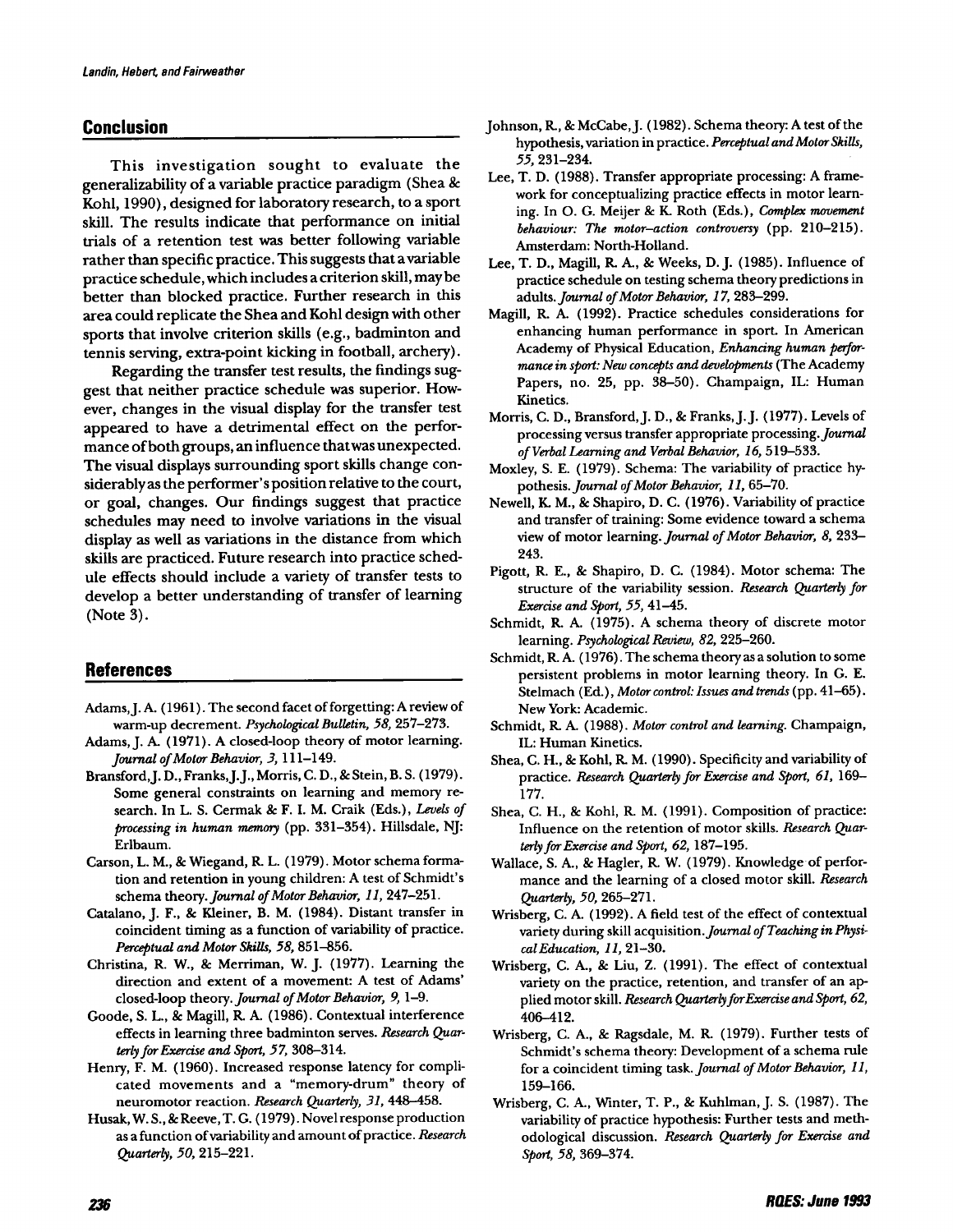## Conclusion

This investigation sought to evaluate the generalizability of a variable practice paradigm (Shea & Kohl, 1990), designed for laboratory research, to a sport skill. The results indicate that performance on initial trials of a retention test was better following variable rather than specific practice. This suggests that a variable practice schedule, which includes a criterion skill, may be better than blocked practice. Further research in this area could replicate the Shea and Kohl design with other sports that involve criterion skills (e.g., badminton and tennis serving, extra-point kicking in football, archery).

Regarding the transfer test results, the findings suggest that neither practice schedule was superior. However, changes in the visual display for the transfer test appeared to have a detrimental effect on the performance of both groups, an influence that was unexpected. The visual displays surrounding sport skills change considerably as the performer's position relative to the court, or goal, changes. Our findings suggest that practice schedules may need to involve variations in the visual display as well as variations in the distance from which skills are practiced. Future research into practice schedule effects should include a variety of transfer tests to develop a better understanding of transfer of learning (Note 3).

## References

Adams, J. A. (1961). The second facet of forgetting: A review of warm-up decrement. *Psychological Bulletin, 58*, 257–273.

Adams, J. A. (1971). A closed-loop theory of motor learning. *Journal of Motor Behavior, 3*, 111–149.

Bransford, J. D., Franks, J. J., Morris, C. D., & Stein, B. S. (1979). Some general constraints on learning and memory research. In L. S. Cermak & F. I. M. Craik (Eds.), *Levels of processing in human memory* (pp. 331–354). Hillsdale, NJ: Erlbaum.

Carson, L. M., & Wiegand, R. L. (1979). Motor schema formation and retention in young children: A test of Schmidt's schema theory. *Journal of Motor Behavior, 11*, 247–251.

Catalano, J. F., & Kleiner, B. M. (1984). Distant transfer in coincident timing as a function of variability of practice. *Perceptual and Motor Skills, 58*, 851–856.

Christina, R. W., & Merriman, W. J. (1977). Learning the direction and extent of a movement: A test of Adams' closed-loop theory. *Journal of Motor Behavior, 9*, 1–9.

Goode, S. L., & Magill, R. A. (1986). Contextual interference effects in learning three badminton serves. *Research Quarterly for Exercise and Sport, 57*, 308–314.

Henry, F. M. (1960). Increased response latency for complicated movements and a "memory-drum" theory of neuromotor reaction. *Research Quarterly, 31*, 448–458.

Husak, W. S., & Reeve, T. G. (1979). Novel response production as a function of variability and amount of practice. *Research Quarterly, 50*, 215–221.

Johnson, R., & McCabe, J. (1982). Schema theory: A test of the hypothesis, variation in practice. *Perceptual and Motor Skills, 55*, 231–234.

Lee, T. D. (1988). Transfer appropriate processing: A framework for conceptualizing practice effects in motor learning. In O. G. Meijer & K. Roth (Eds.), *Complex movement behaviour: The motor–action controversy* (pp. 210–215). Amsterdam: North-Holland.

Lee, T. D., Magill, R. A., & Weeks, D. J. (1985). Influence of practice schedule on testing schema theory predictions in adults. *Journal of Motor Behavior, 17*, 283–299.

Magill, R. A. (1992). Practice schedules considerations for enhancing human performance in sport. In American Academy of Physical Education, *Enhancing human performance in sport: New concepts and developments* (The Academy Papers, no. 25, pp. 38–50). Champaign, IL: Human Kinetics.

Morris, C. D., Bransford, J. D., & Franks, J. J. (1977). Levels of processing versus transfer appropriate processing. *Journal of Verbal Learning and Verbal Behavior, 16*, 519–533.

Moxley, S. E. (1979). Schema: The variability of practice hypothesis. *Journal of Motor Behavior, 11*, 65–70.

Newell, K. M., & Shapiro, D. C. (1976). Variability of practice and transfer of training: Some evidence toward a schema view of motor learning. *Journal of Motor Behavior, 8*, 233–243.

Pigott, R. E., & Shapiro, D. C. (1984). Motor schema: The structure of the variability session. *Research Quarterly for Exercise and Sport, 55*, 41–45.

Schmidt, R. A. (1975). A schema theory of discrete motor learning. *Psychological Review, 82*, 225–260.

Schmidt, R. A. (1976). The schema theory as a solution to some persistent problems in motor learning theory. In G. E. Stelmach (Ed.), *Motor control: Issues and trends* (pp. 41–65). New York: Academic.

Schmidt, R. A. (1988). *Motor control and learning*. Champaign, IL: Human Kinetics.

Shea, C. H., & Kohl, R. M. (1990). Specificity and variability of practice. *Research Quarterly for Exercise and Sport, 61*, 169–177.

Shea, C. H., & Kohl, R. M. (1991). Composition of practice: Influence on the retention of motor skills. *Research Quarterly for Exercise and Sport, 62*, 187–195.

Wallace, S. A., & Hagler, R. W. (1979). Knowledge of performance and the learning of a closed motor skill. *Research Quarterly, 50*, 265–271.

Wrisberg, C. A. (1992). A field test of the effect of contextual variety during skill acquisition. *Journal of Teaching in Physical Education, 11*, 21–30.

Wrisberg, C. A., & Liu, Z. (1991). The effect of contextual variety on the practice, retention, and transfer of an applied motor skill. *Research Quarterly for Exercise and Sport, 62*, 406–412.

Wrisberg, C. A., & Ragsdale, M. R. (1979). Further tests of Schmidt's schema theory: Development of a schema rule for a coincident timing task. *Journal of Motor Behavior, 11*, 159–166.

Wrisberg, C. A., Winter, T. P., & Kuhlman, J. S. (1987). The variability of practice hypothesis: Further tests and methodological discussion. *Research Quarterly for Exercise and Sport, 58*, 369–374.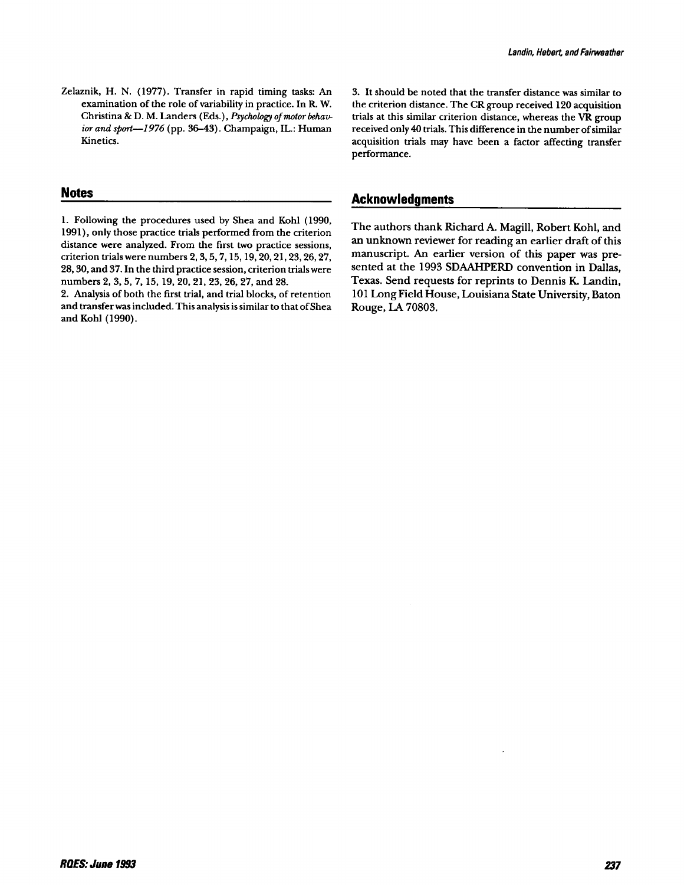Zelaznik, H. N. (1977). Transfer in rapid timing tasks: An examination of the role of variability in practice. In R. W. Christina & D. M. Landers (Eds.), *Psychology of motor behavior and sport—1976* (pp. 36–43). Champaign, IL.: Human Kinetics.

## Notes

1. Following the procedures used by Shea and Kohl (1990, 1991), only those practice trials performed from the criterion distance were analyzed. From the first two practice sessions, criterion trials were numbers 2, 3, 5, 7, 15, 19, 20, 21, 23, 26, 27, 28, 30, and 37. In the third practice session, criterion trials were numbers 2, 3, 5, 7, 15, 19, 20, 21, 23, 26, 27, and 28.
2. Analysis of both the first trial, and trial blocks, of retention and transfer was included. This analysis is similar to that of Shea and Kohl (1990).
3. It should be noted that the transfer distance was similar to the criterion distance. The CR group received 120 acquisition trials at this similar criterion distance, whereas the VR group received only 40 trials. This difference in the number of similar acquisition trials may have been a factor affecting transfer performance.

## Acknowledgments

The authors thank Richard A. Magill, Robert Kohl, and an unknown reviewer for reading an earlier draft of this manuscript. An earlier version of this paper was presented at the 1993 SDAAHPERD convention in Dallas, Texas. Send requests for reprints to Dennis K. Landin, 101 Long Field House, Louisiana State University, Baton Rouge, LA 70803.